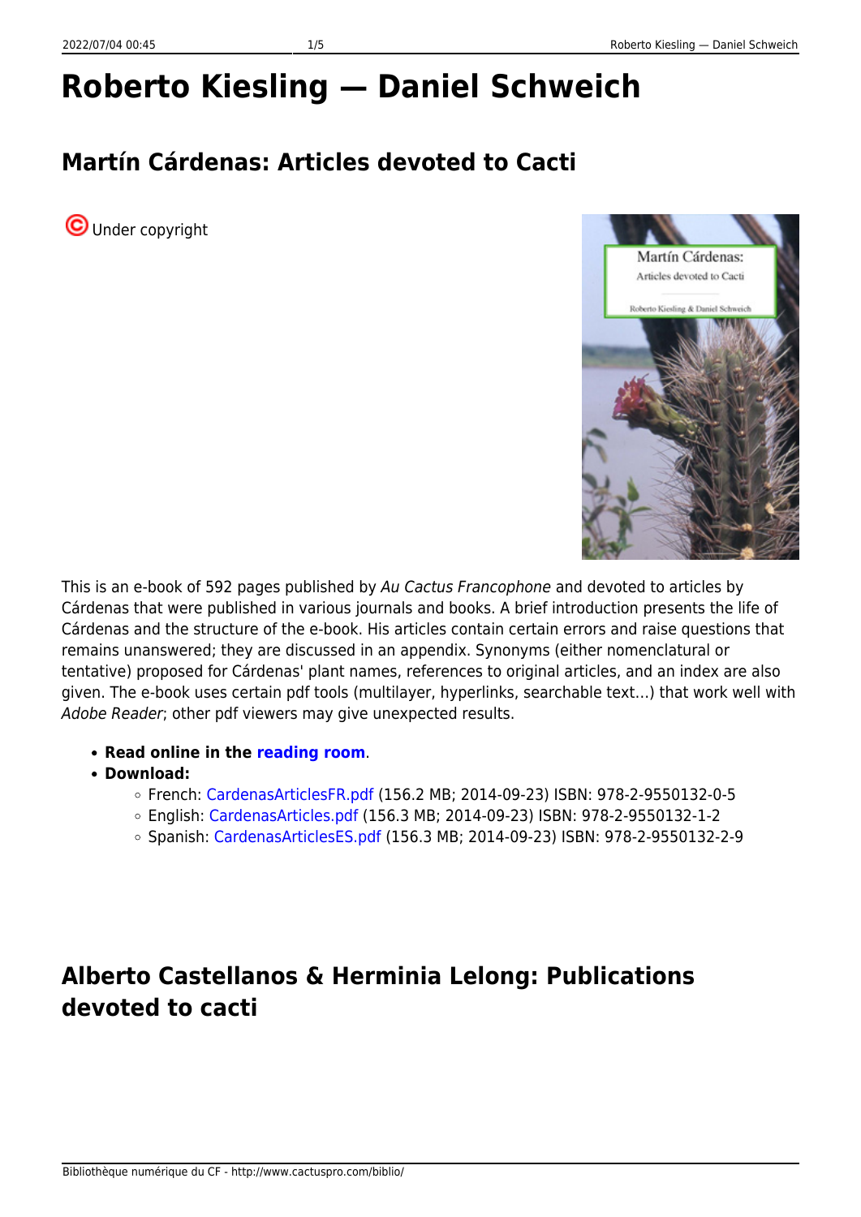# Roberto Kiesling — Daniel Schweich

## Martín Cárdenas: Articles devoted to Cacti

Under copyright

This is an e-book of 592 pages published by *Au Cactus Francophone* and devoted to articles by Cárdenas that were published in various journals and books. A brief introduction presents the life of Cárdenas and the structure of the e-book. His articles contain certain errors and raise questions that remains unanswered; they are discussed in an appendix. Synonyms (either nomenclatural or tentative) proposed for Cárdenas' plant names, references to original articles, and an index are also given. The e-book uses certain pdf tools (multilayer, hyperlinks, searchable text…) that work well with *Adobe Reader*; other pdf viewers may give unexpected results.

- **Read online in the reading room**.
- **Download:**
  - French: CardenasArticlesFR.pdf (156.2 MB; 2014-09-23) ISBN: 978-2-9550132-0-5
  - English: CardenasArticles.pdf (156.3 MB; 2014-09-23) ISBN: 978-2-9550132-1-2
  - Spanish: CardenasArticlesES.pdf (156.3 MB; 2014-09-23) ISBN: 978-2-9550132-2-9

## Alberto Castellanos & Herminia Lelong: Publications devoted to cacti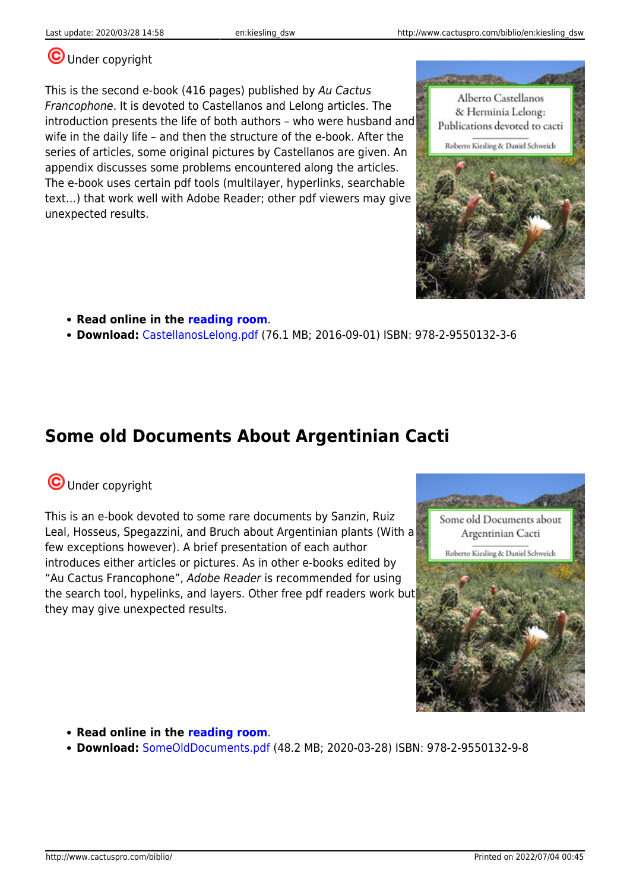Under copyright

This is the second e-book (416 pages) published by *Au Cactus Francophone*. It is devoted to Castellanos and Lelong articles. The introduction presents the life of both authors – who were husband and wife in the daily life – and then the structure of the e-book. After the series of articles, some original pictures by Castellanos are given. An appendix discusses some problems encountered along the articles. The e-book uses certain pdf tools (multilayer, hyperlinks, searchable text…) that work well with Adobe Reader; other pdf viewers may give unexpected results.

- **Read online in the reading room.**
- **Download:** CastellanosLelong.pdf (76.1 MB; 2016-09-01) ISBN: 978-2-9550132-3-6

## Some old Documents About Argentinian Cacti

Under copyright

This is an e-book devoted to some rare documents by Sanzin, Ruiz Leal, Hosseus, Spegazzini, and Bruch about Argentinian plants (With a few exceptions however). A brief presentation of each author introduces either articles or pictures. As in other e-books edited by "Au Cactus Francophone", *Adobe Reader* is recommended for using the search tool, hypelinks, and layers. Other free pdf readers work but they may give unexpected results.

- **Read online in the reading room.**
- **Download:** SomeOldDocuments.pdf (48.2 MB; 2020-03-28) ISBN: 978-2-9550132-9-8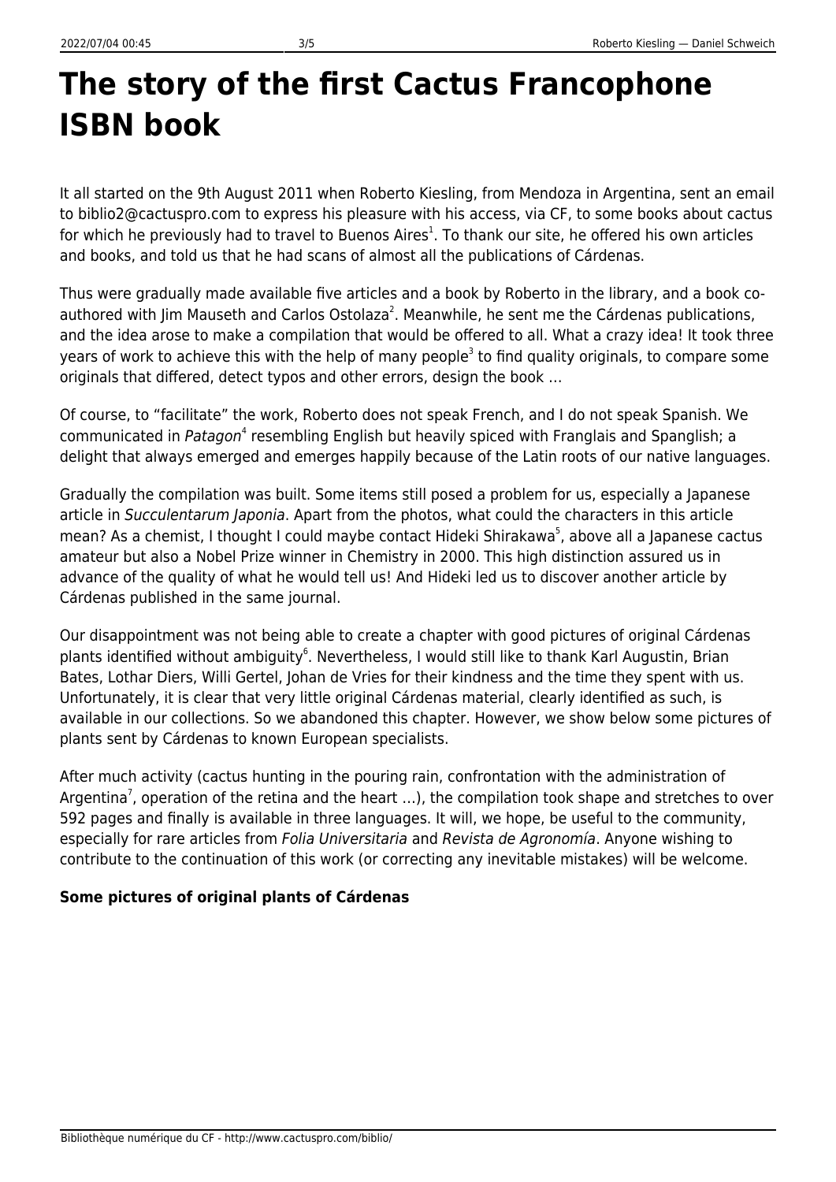# The story of the first Cactus Francophone ISBN book

It all started on the 9th August 2011 when Roberto Kiesling, from Mendoza in Argentina, sent an email to biblio2@cactuspro.com to express his pleasure with his access, via CF, to some books about cactus for which he previously had to travel to Buenos Aires[1]. To thank our site, he offered his own articles and books, and told us that he had scans of almost all the publications of Cárdenas.

Thus were gradually made available five articles and a book by Roberto in the library, and a book co-authored with Jim Mauseth and Carlos Ostolaza[2]. Meanwhile, he sent me the Cárdenas publications, and the idea arose to make a compilation that would be offered to all. What a crazy idea! It took three years of work to achieve this with the help of many people[3] to find quality originals, to compare some originals that differed, detect typos and other errors, design the book …

Of course, to "facilitate" the work, Roberto does not speak French, and I do not speak Spanish. We communicated in *Patagon*[4] resembling English but heavily spiced with Franglais and Spanglish; a delight that always emerged and emerges happily because of the Latin roots of our native languages.

Gradually the compilation was built. Some items still posed a problem for us, especially a Japanese article in *Succulentarum Japonia*. Apart from the photos, what could the characters in this article mean? As a chemist, I thought I could maybe contact Hideki Shirakawa[5], above all a Japanese cactus amateur but also a Nobel Prize winner in Chemistry in 2000. This high distinction assured us in advance of the quality of what he would tell us! And Hideki led us to discover another article by Cárdenas published in the same journal.

Our disappointment was not being able to create a chapter with good pictures of original Cárdenas plants identified without ambiguity[6]. Nevertheless, I would still like to thank Karl Augustin, Brian Bates, Lothar Diers, Willi Gertel, Johan de Vries for their kindness and the time they spent with us. Unfortunately, it is clear that very little original Cárdenas material, clearly identified as such, is available in our collections. So we abandoned this chapter. However, we show below some pictures of plants sent by Cárdenas to known European specialists.

After much activity (cactus hunting in the pouring rain, confrontation with the administration of Argentina[7], operation of the retina and the heart …), the compilation took shape and stretches to over 592 pages and finally is available in three languages. It will, we hope, be useful to the community, especially for rare articles from *Folia Universitaria* and *Revista de Agronomía*. Anyone wishing to contribute to the continuation of this work (or correcting any inevitable mistakes) will be welcome.

**Some pictures of original plants of Cárdenas**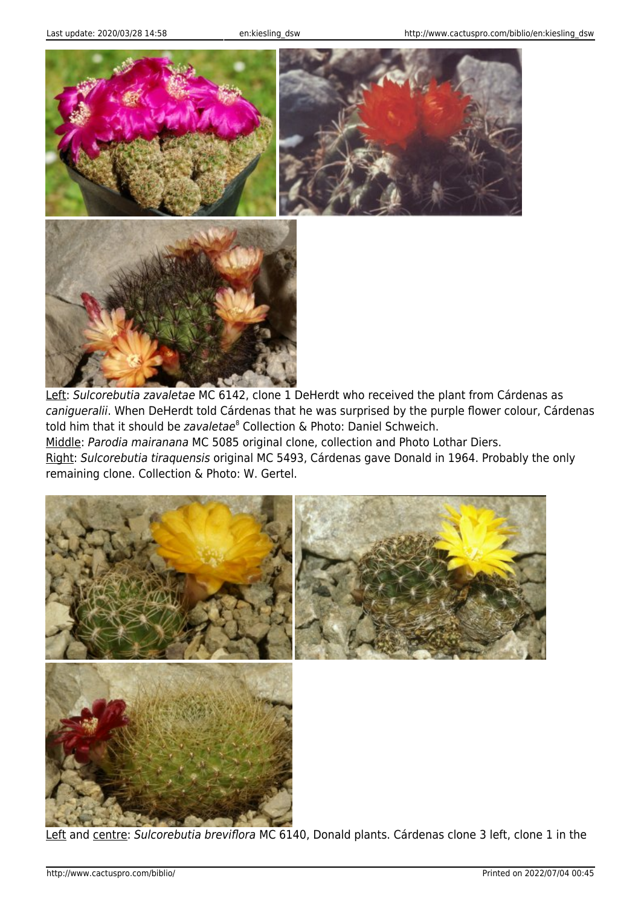Left: *Sulcorebutia zavaletae* MC 6142, clone 1 DeHerdt who received the plant from Cárdenas as *canigueralii*. When DeHerdt told Cárdenas that he was surprised by the purple flower colour, Cárdenas told him that it should be *zavaletae*[8] Collection & Photo: Daniel Schweich.
Middle: *Parodia mairanana* MC 5085 original clone, collection and Photo Lothar Diers.
Right: *Sulcorebutia tiraquensis* original MC 5493, Cárdenas gave Donald in 1964. Probably the only remaining clone. Collection & Photo: W. Gertel.

Left and centre: *Sulcorebutia breviflora* MC 6140, Donald plants. Cárdenas clone 3 left, clone 1 in the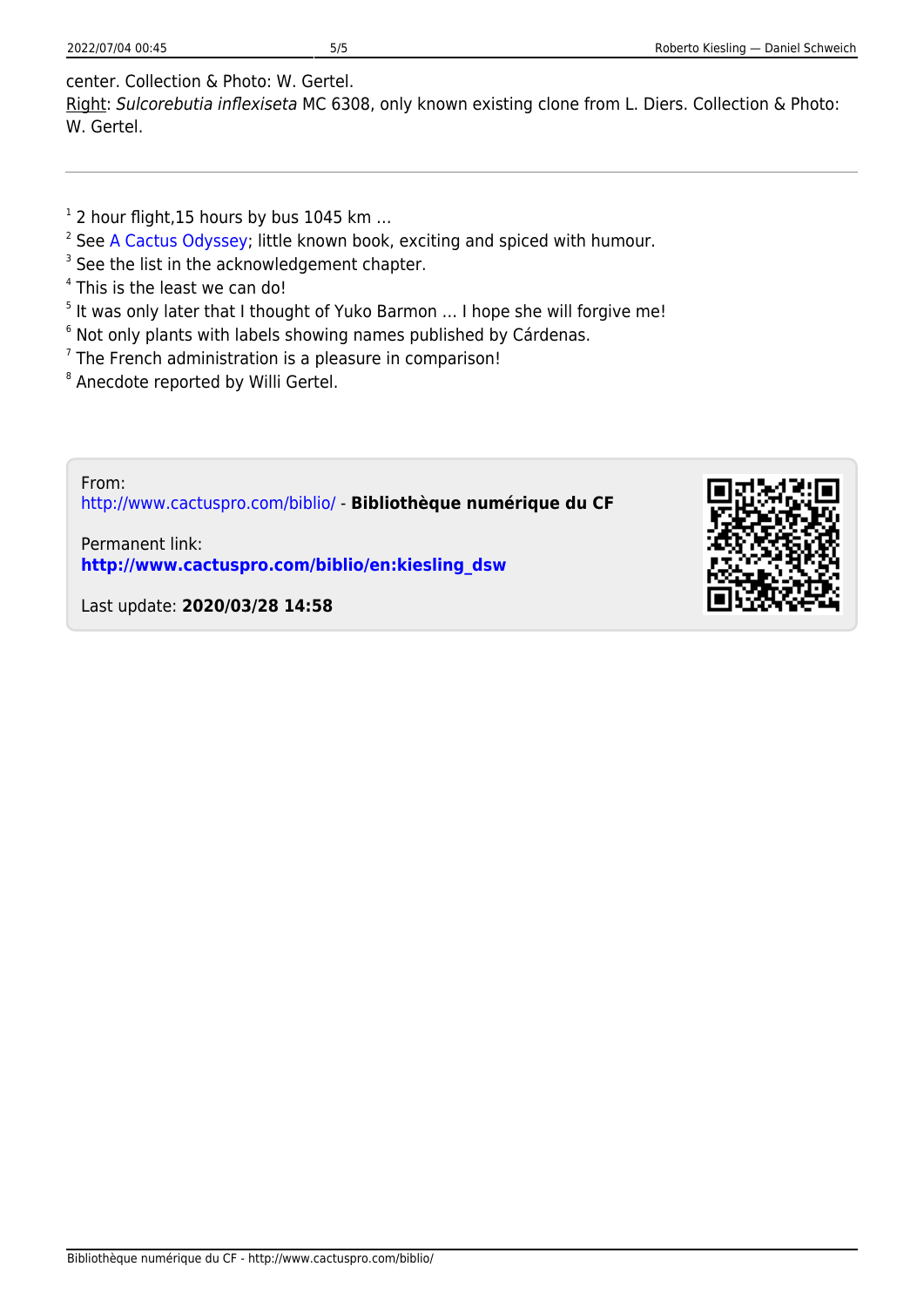center. Collection & Photo: W. Gertel.
Right: *Sulcorebutia inflexiseta* MC 6308, only known existing clone from L. Diers. Collection & Photo: W. Gertel.

---

[1] 2 hour flight,15 hours by bus 1045 km …
[2] See A Cactus Odyssey; little known book, exciting and spiced with humour.
[3] See the list in the acknowledgement chapter.
[4] This is the least we can do!
[5] It was only later that I thought of Yuko Barmon … I hope she will forgive me!
[6] Not only plants with labels showing names published by Cárdenas.
[7] The French administration is a pleasure in comparison!
[8] Anecdote reported by Willi Gertel.

From:
http://www.cactuspro.com/biblio/ - **Bibliothèque numérique du CF**

Permanent link:
**http://www.cactuspro.com/biblio/en:kiesling_dsw**

Last update: **2020/03/28 14:58**